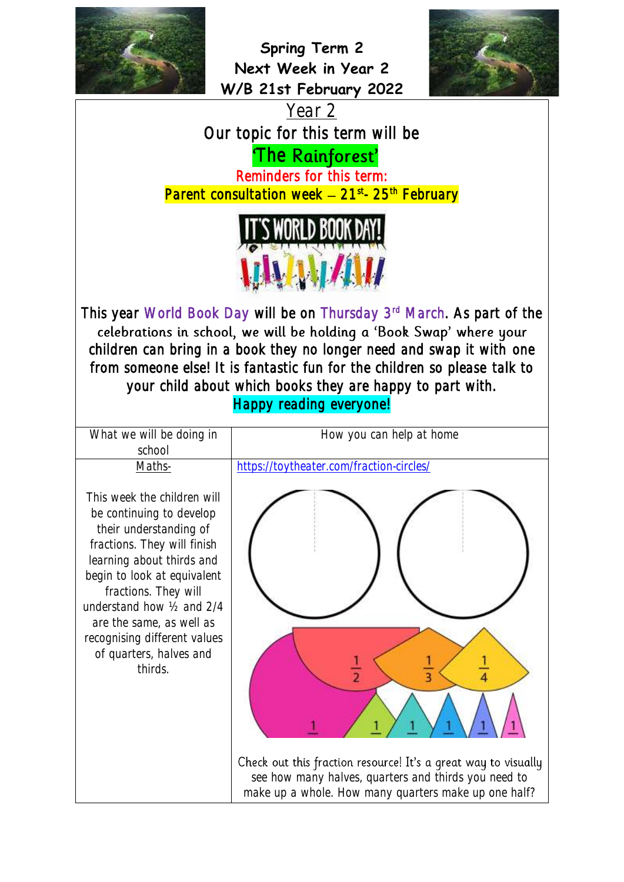# Spring Term 2
# Next Week in Year 2
# W/B 21st February 2022

## Year 2

Our topic for this term will be

**'The Rainforest'**

Reminders for this term:

**Parent consultation week – 21st- 25th February**

IT'S WORLD BOOK DAY!

This year World Book Day will be on Thursday 3rd March. As part of the celebrations in school, we will be holding a 'Book Swap' where your children can bring in a book they no longer need and swap it with one from someone else! It is fantastic fun for the children so please talk to your child about which books they are happy to part with.

Happy reading everyone!

| What we will be doing in school | How you can help at home |
|---|---|
| Maths-<br><br>This week the children will be continuing to develop their understanding of fractions. They will finish learning about thirds and begin to look at equivalent fractions. They will understand how ½ and 2/4 are the same, as well as recognising different values of quarters, halves and thirds. | https://toytheater.com/fraction-circles/<br><br>Check out this fraction resource! It's a great way to visually see how many halves, quarters and thirds you need to make up a whole. How many quarters make up one half? |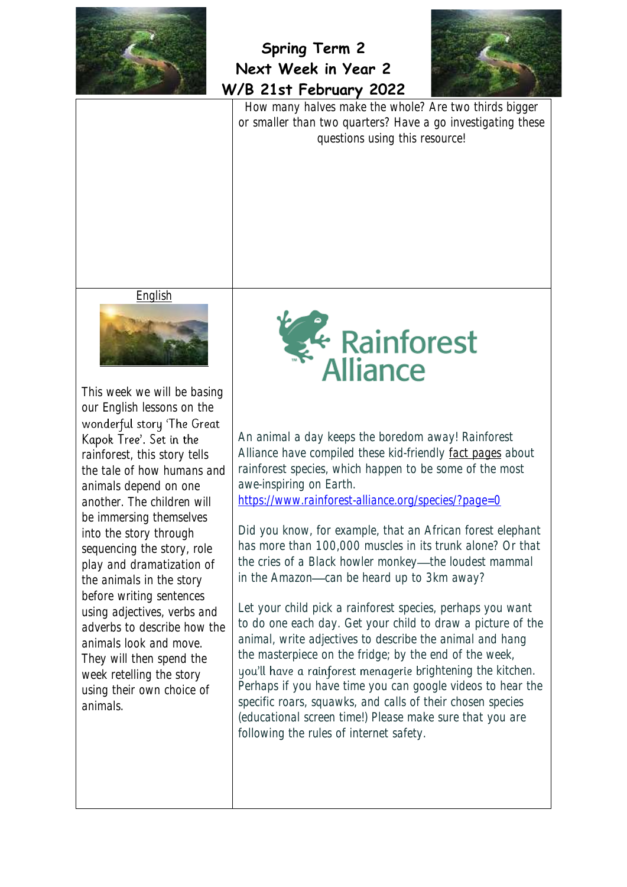# Spring Term 2
# Next Week in Year 2
# W/B 21st February 2022

How many halves make the whole? Are two thirds bigger or smaller than two quarters? Have a go investigating these questions using this resource!

## English

This week we will be basing our English lessons on the wonderful story 'The Great Kapok Tree'. Set in the rainforest, this story tells the tale of how humans and animals depend on one another. The children will be immersing themselves into the story through sequencing the story, role play and dramatization of the animals in the story before writing sentences using adjectives, verbs and adverbs to describe how the animals look and move. They will then spend the week retelling the story using their own choice of animals.

Rainforest Alliance

An animal a day keeps the boredom away! Rainforest Alliance have compiled these kid-friendly fact pages about rainforest species, which happen to be some of the most awe-inspiring on Earth.
https://www.rainforest-alliance.org/species/?page=0

Did you know, for example, that an African forest elephant has more than 100,000 muscles in its trunk alone? Or that the cries of a Black howler monkey—the loudest mammal in the Amazon—can be heard up to 3km away?

Let your child pick a rainforest species, perhaps you want to do one each day. Get your child to draw a picture of the animal, write adjectives to describe the animal and hang the masterpiece on the fridge; by the end of the week, you'll have a rainforest menagerie brightening the kitchen. Perhaps if you have time you can google videos to hear the specific roars, squawks, and calls of their chosen species (educational screen time!) Please make sure that you are following the rules of internet safety.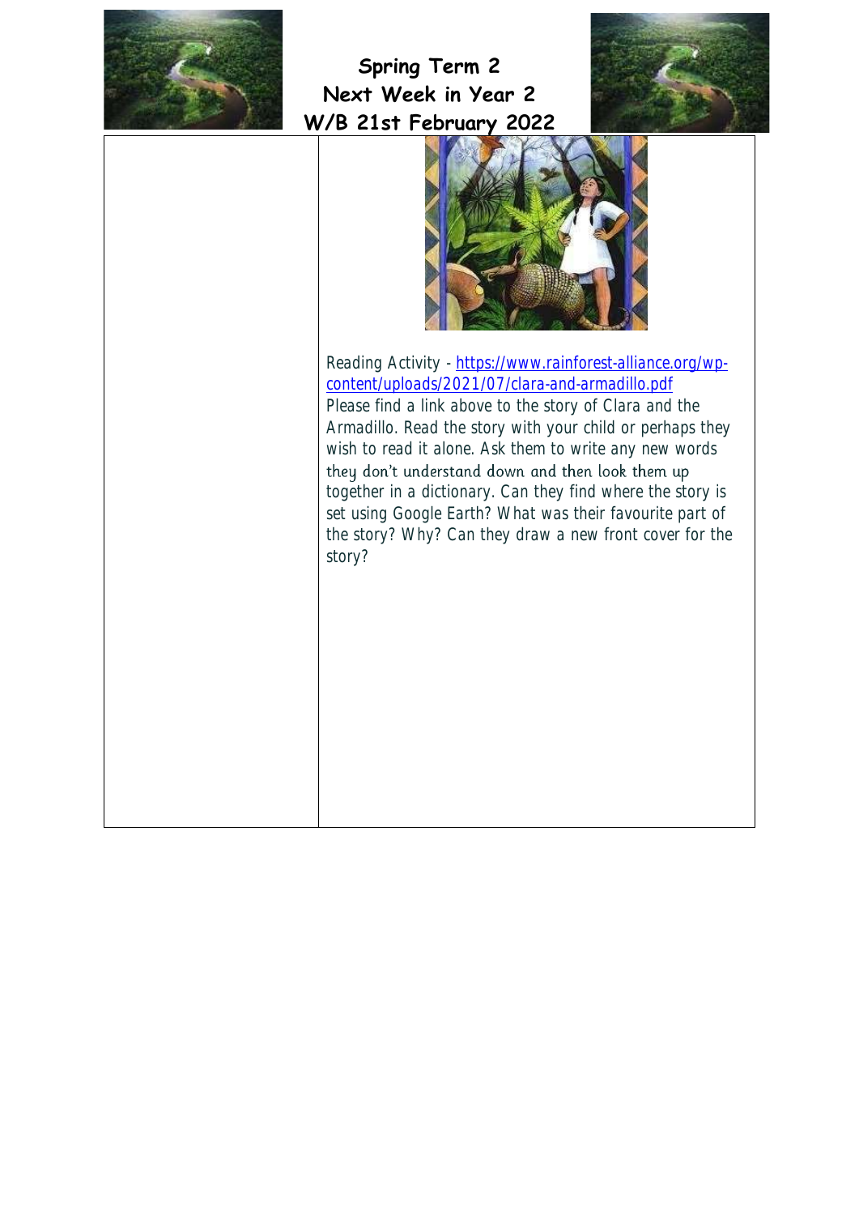# Spring Term 2
# Next Week in Year 2
# W/B 21st February 2022

| | |
|---|---|
| | Reading Activity - [https://www.rainforest-alliance.org/wp-content/uploads/2021/07/clara-and-armadillo.pdf](https://www.rainforest-alliance.org/wp-content/uploads/2021/07/clara-and-armadillo.pdf) Please find a link above to the story of Clara and the Armadillo. Read the story with your child or perhaps they wish to read it alone. Ask them to write any new words they don't understand down and then look them up together in a dictionary. Can they find where the story is set using Google Earth? What was their favourite part of the story? Why? Can they draw a new front cover for the story? |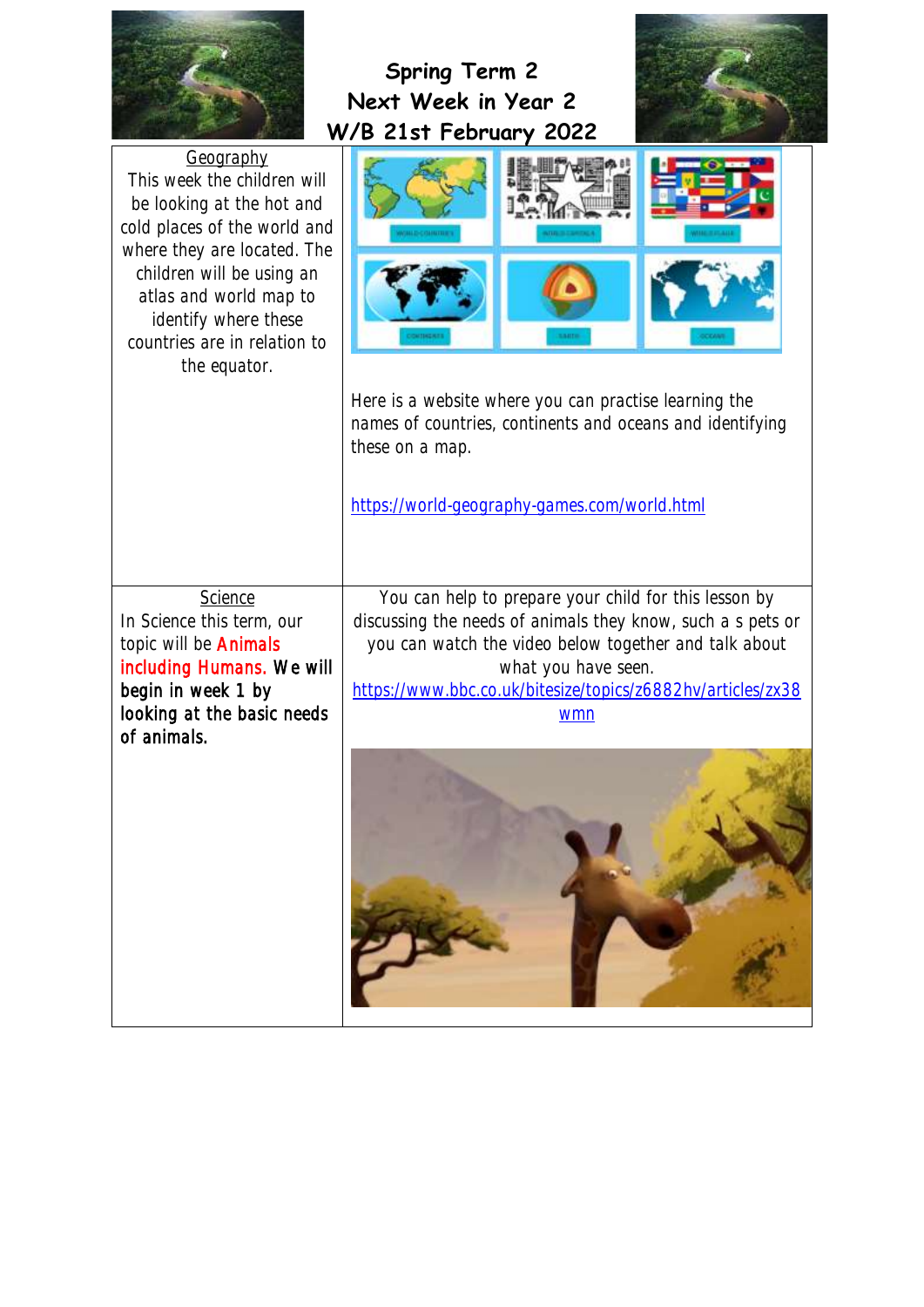# Spring Term 2
# Next Week in Year 2
# W/B 21st February 2022

| | |
|---|---|
| Geography<br>This week the children will be looking at the hot and cold places of the world and where they are located. The children will be using an atlas and world map to identify where these countries are in relation to the equator. | Here is a website where you can practise learning the names of countries, continents and oceans and identifying these on a map.<br><br>https://world-geography-games.com/world.html |
| Science<br>In Science this term, our topic will be **Animals including Humans.** **We will begin in week 1 by looking at the basic needs of animals.** | You can help to prepare your child for this lesson by discussing the needs of animals they know, such a s pets or you can watch the video below together and talk about what you have seen.<br>https://www.bbc.co.uk/bitesize/topics/z6882hv/articles/zx38wmn |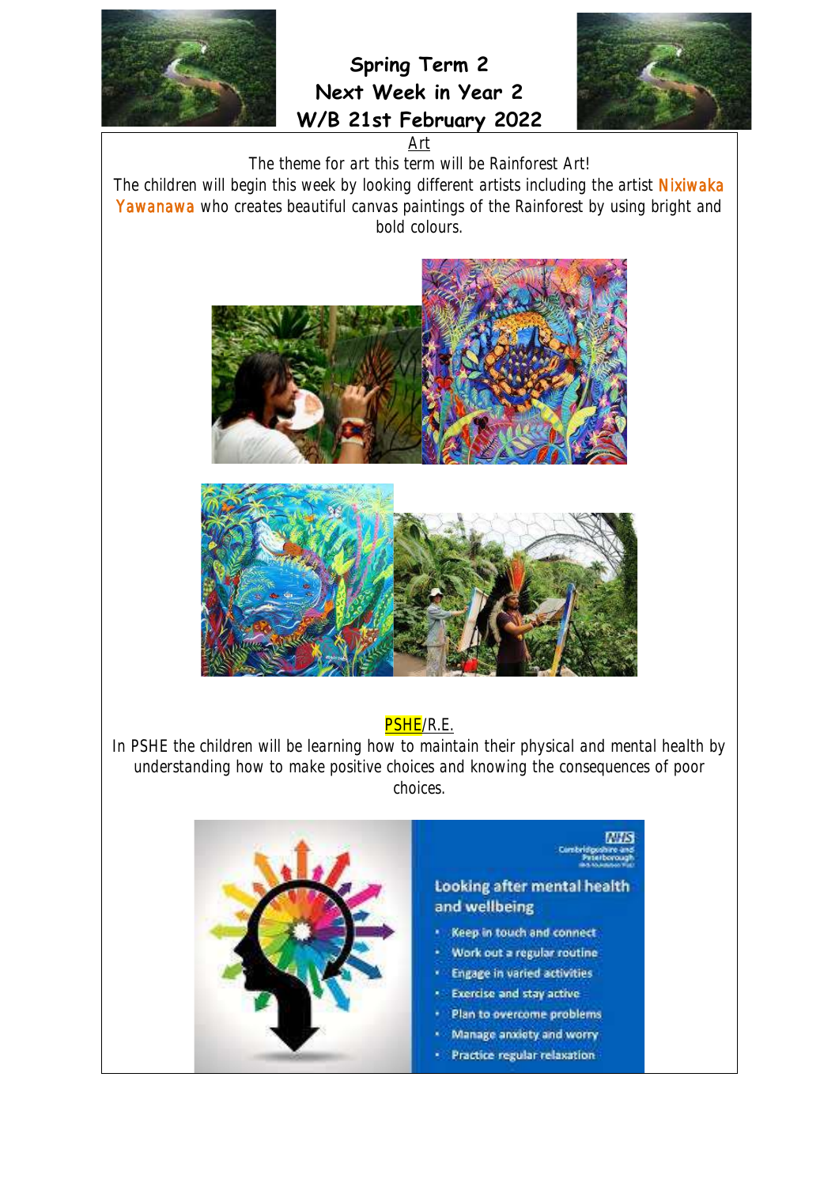# Spring Term 2
# Next Week in Year 2
# W/B 21st February 2022

## Art

The theme for art this term will be Rainforest Art!

The children will begin this week by looking different artists including the artist Nixiwaka Yawanawa who creates beautiful canvas paintings of the Rainforest by using bright and bold colours.

## PSHE/R.E.

In PSHE the children will be learning how to maintain their physical and mental health by understanding how to make positive choices and knowing the consequences of poor choices.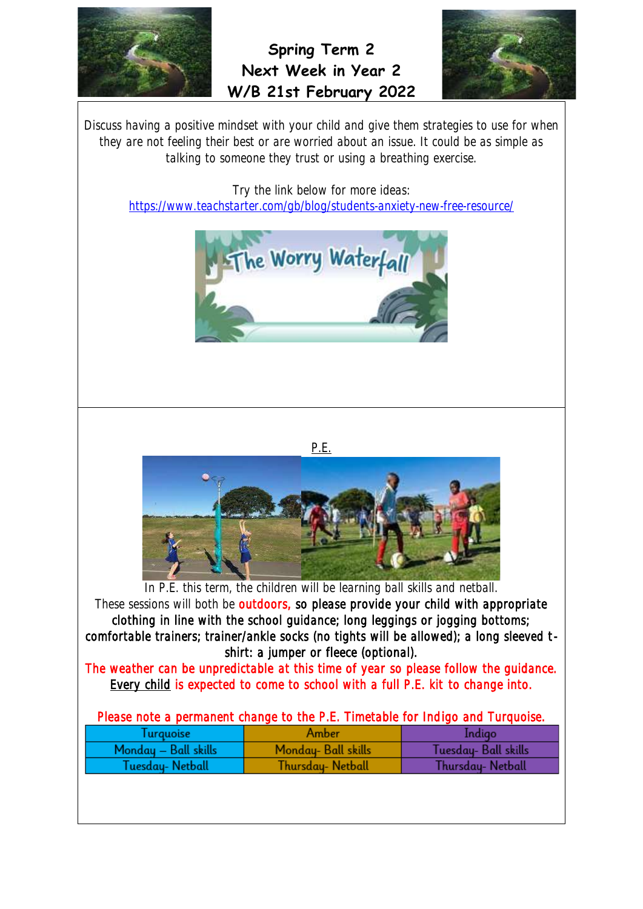# Spring Term 2
# Next Week in Year 2
# W/B 21st February 2022

Discuss having a positive mindset with your child and give them strategies to use for when they are not feeling their best or are worried about an issue. It could be as simple as talking to someone they trust or using a breathing exercise.

Try the link below for more ideas:
https://www.teachstarter.com/gb/blog/students-anxiety-new-free-resource/

The Worry Waterfall

## P.E.

In P.E. this term, the children will be learning ball skills and netball.

These sessions will both be **outdoors,** so please provide your child with appropriate clothing in line with the school guidance; long leggings or jogging bottoms; comfortable trainers; trainer/ankle socks (no tights will be allowed); a long sleeved t-shirt: a jumper or fleece (optional).

The weather can be unpredictable at this time of year so please follow the guidance. Every child is expected to come to school with a full P.E. kit to change into.

Please note a permanent change to the P.E. Timetable for Indigo and Turquoise.

| Turquoise | Amber | Indigo |
|---|---|---|
| Monday – Ball skills | Monday- Ball skills | Tuesday- Ball skills |
| Tuesday- Netball | Thursday- Netball | Thursday- Netball |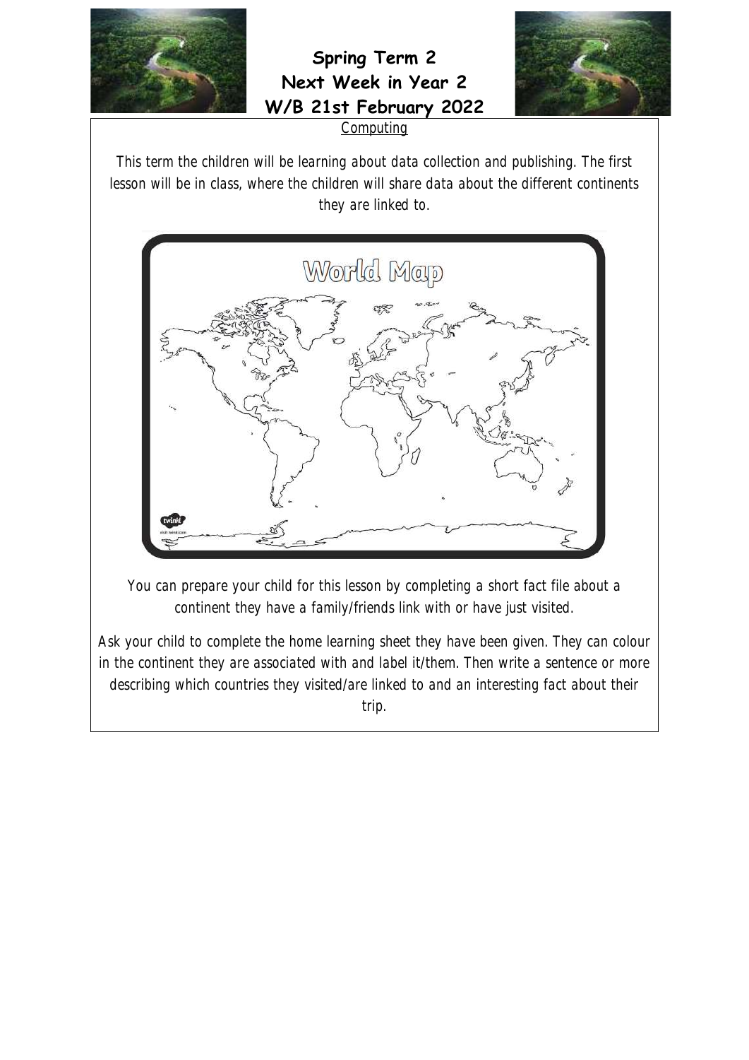# Spring Term 2
# Next Week in Year 2
# W/B 21st February 2022

## Computing

*This term the children will be learning about data collection and publishing. The first lesson will be in class, where the children will share data about the different continents they are linked to.*

*You can prepare your child for this lesson by completing a short fact file about a continent they have a family/friends link with or have just visited.*

*Ask your child to complete the home learning sheet they have been given. They can colour in the continent they are associated with and label it/them. Then write a sentence or more describing which countries they visited/are linked to and an interesting fact about their trip.*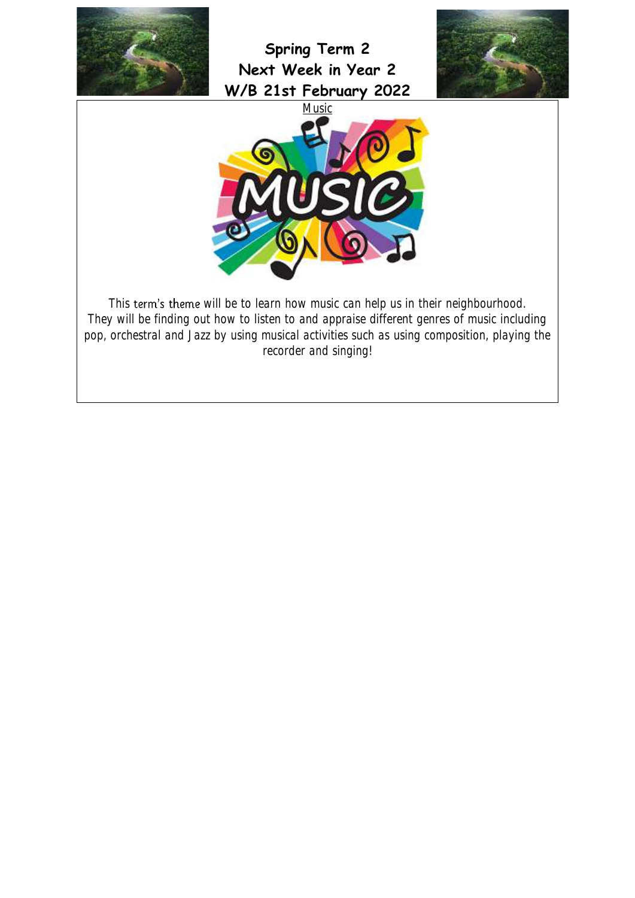# Spring Term 2
# Next Week in Year 2
# W/B 21st February 2022

Music

This term's theme will be to learn how music can help us in their neighbourhood. They will be finding out how to listen to and appraise different genres of music including pop, orchestral and Jazz by using musical activities such as using composition, playing the recorder and singing!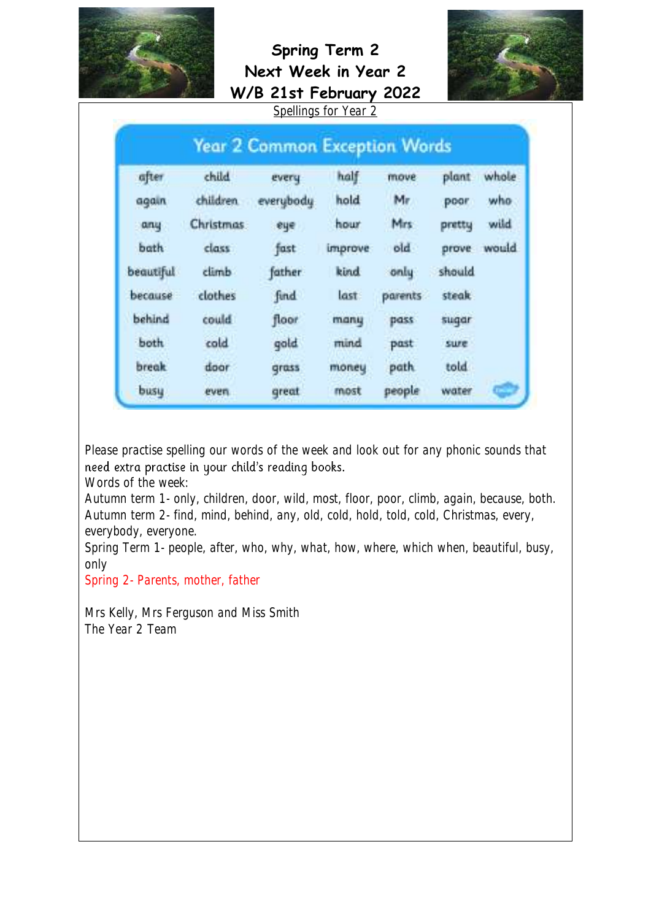# Spring Term 2
# Next Week in Year 2
# W/B 21st February 2022

Spellings for Year 2

| Year 2 Common Exception Words | | | | | | |
|---|---|---|---|---|---|---|
| after | child | every | half | move | plant | whole |
| again | children | everybody | hold | Mr | poor | who |
| any | Christmas | eye | hour | Mrs | pretty | wild |
| bath | class | fast | improve | old | prove | would |
| beautiful | climb | father | kind | only | should | |
| because | clothes | find | last | parents | steak | |
| behind | could | floor | many | pass | sugar | |
| both | cold | gold | mind | past | sure | |
| break | door | grass | money | path | told | |
| busy | even | great | most | people | water | |

Please practise spelling our words of the week and look out for any phonic sounds that need extra practise in your child's reading books.

Words of the week:

Autumn term 1- only, children, door, wild, most, floor, poor, climb, again, because, both.

Autumn term 2- find, mind, behind, any, old, cold, hold, told, cold, Christmas, every, everybody, everyone.

Spring Term 1- people, after, who, why, what, how, where, which when, beautiful, busy, only

Spring 2- Parents, mother, father

Mrs Kelly, Mrs Ferguson and Miss Smith
The Year 2 Team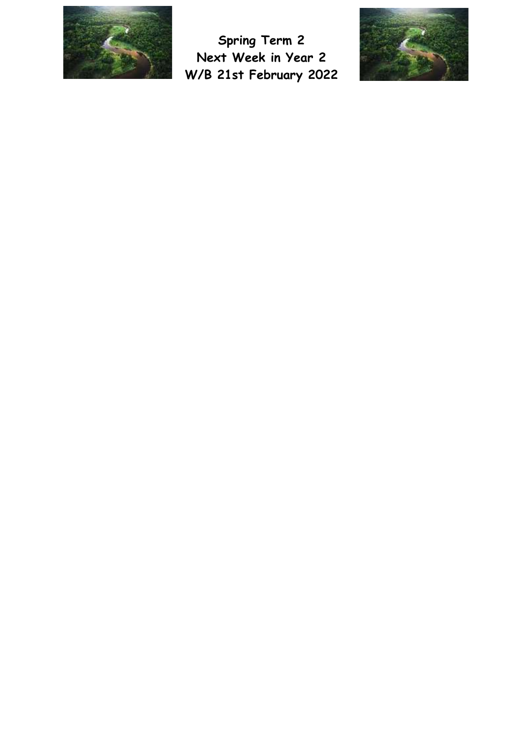**Spring Term 2**
**Next Week in Year 2**
**W/B 21st February 2022**